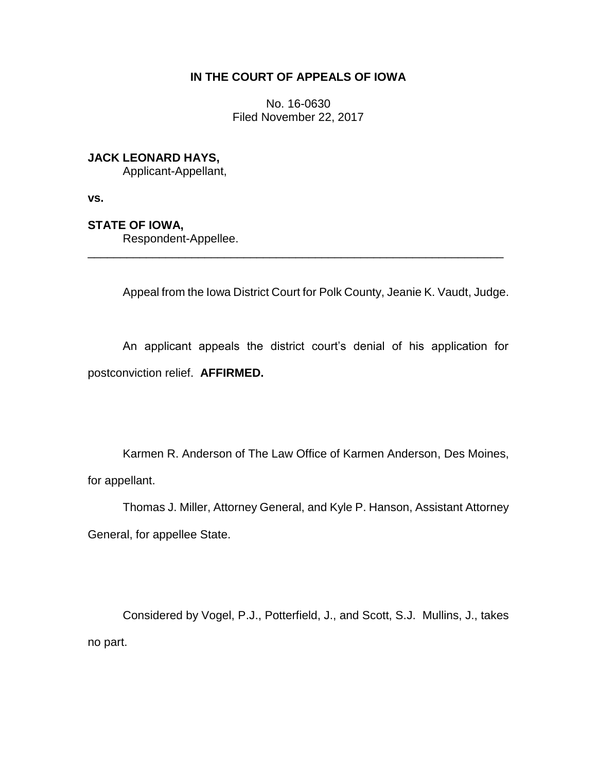**IN THE COURT OF APPEALS OF IOWA**

No. 16-0630
Filed November 22, 2017

**JACK LEONARD HAYS,**
Applicant-Appellant,

**vs.**

**STATE OF IOWA,**
Respondent-Appellee.

---

Appeal from the Iowa District Court for Polk County, Jeanie K. Vaudt, Judge.

An applicant appeals the district court's denial of his application for postconviction relief. **AFFIRMED.**

Karmen R. Anderson of The Law Office of Karmen Anderson, Des Moines, for appellant.

Thomas J. Miller, Attorney General, and Kyle P. Hanson, Assistant Attorney General, for appellee State.

Considered by Vogel, P.J., Potterfield, J., and Scott, S.J. Mullins, J., takes no part.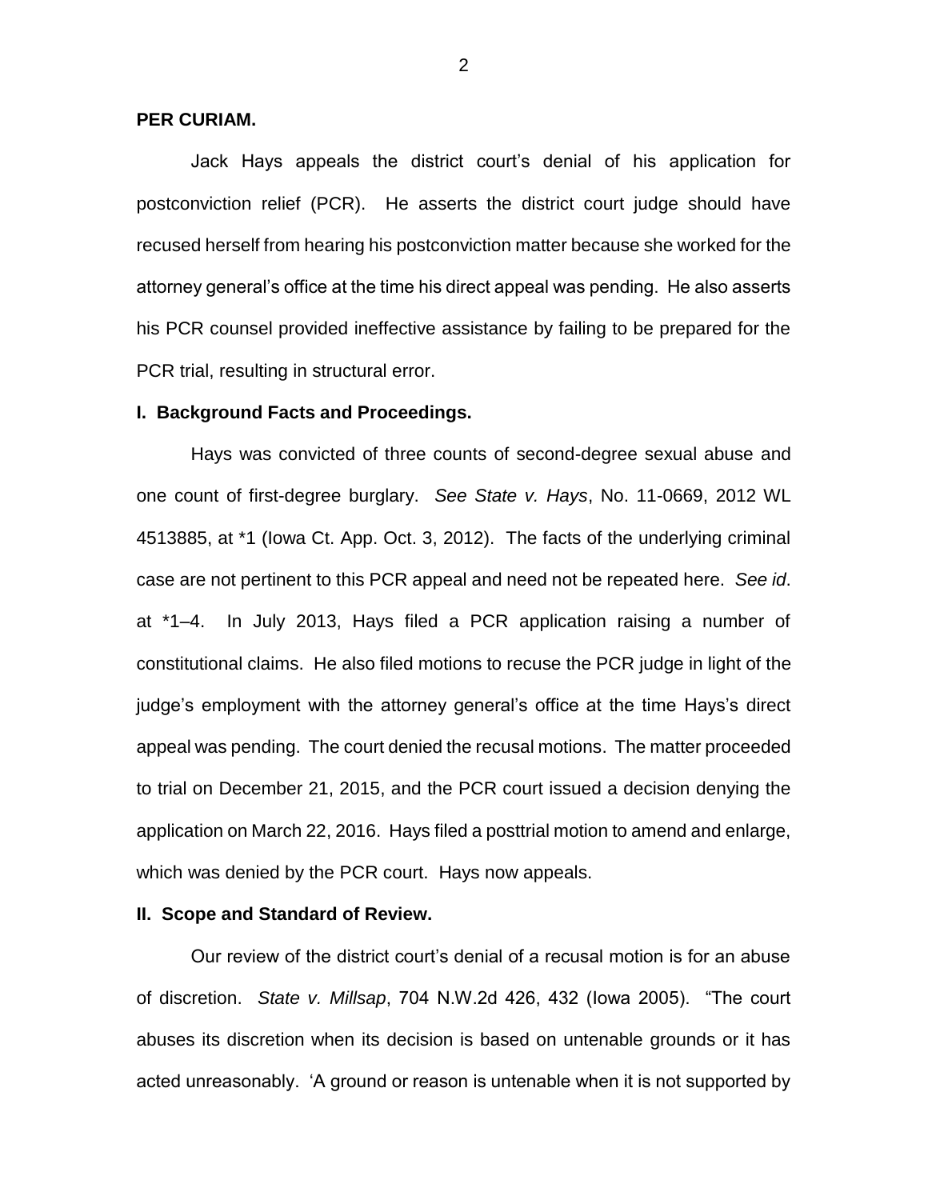**PER CURIAM.**

Jack Hays appeals the district court's denial of his application for postconviction relief (PCR). He asserts the district court judge should have recused herself from hearing his postconviction matter because she worked for the attorney general's office at the time his direct appeal was pending. He also asserts his PCR counsel provided ineffective assistance by failing to be prepared for the PCR trial, resulting in structural error.

**I. Background Facts and Proceedings.**

Hays was convicted of three counts of second-degree sexual abuse and one count of first-degree burglary. *See State v. Hays*, No. 11-0669, 2012 WL 4513885, at *1 (Iowa Ct. App. Oct. 3, 2012). The facts of the underlying criminal case are not pertinent to this PCR appeal and need not be repeated here. *See id*. at *1–4. In July 2013, Hays filed a PCR application raising a number of constitutional claims. He also filed motions to recuse the PCR judge in light of the judge's employment with the attorney general's office at the time Hays's direct appeal was pending. The court denied the recusal motions. The matter proceeded to trial on December 21, 2015, and the PCR court issued a decision denying the application on March 22, 2016. Hays filed a posttrial motion to amend and enlarge, which was denied by the PCR court. Hays now appeals.

**II. Scope and Standard of Review.**

Our review of the district court's denial of a recusal motion is for an abuse of discretion. *State v. Millsap*, 704 N.W.2d 426, 432 (Iowa 2005). "The court abuses its discretion when its decision is based on untenable grounds or it has acted unreasonably. 'A ground or reason is untenable when it is not supported by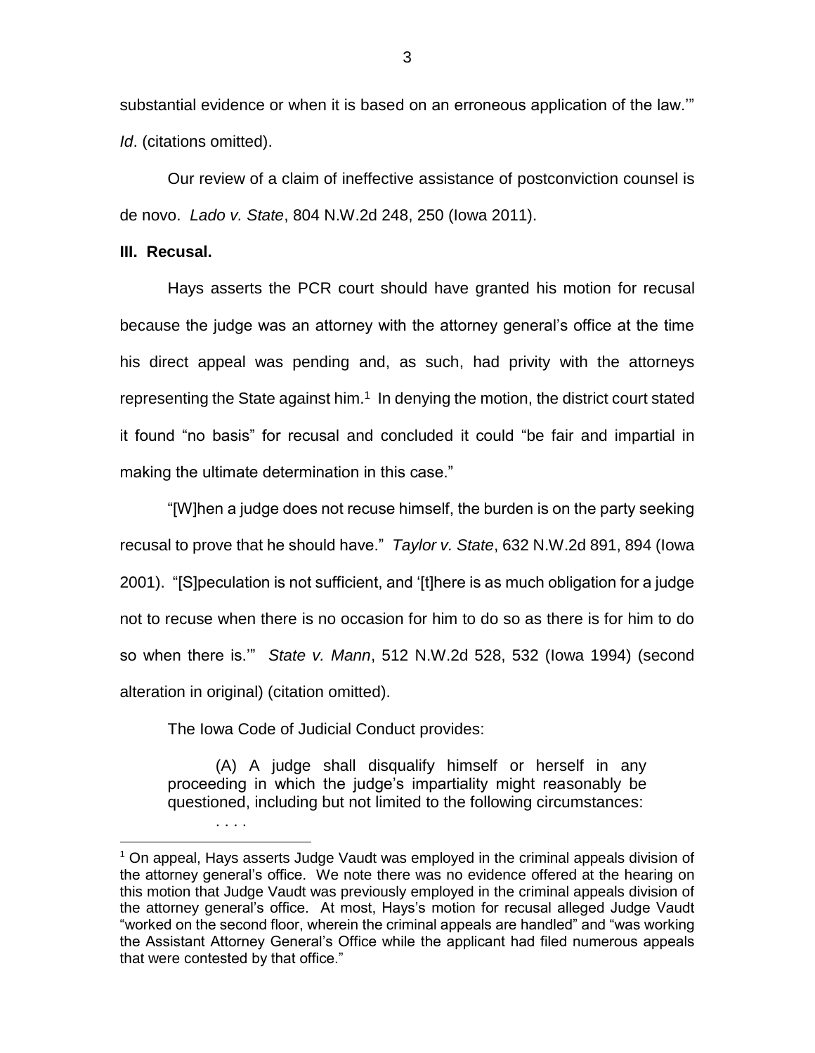substantial evidence or when it is based on an erroneous application of the law.'" *Id*. (citations omitted).

Our review of a claim of ineffective assistance of postconviction counsel is de novo. *Lado v. State*, 804 N.W.2d 248, 250 (Iowa 2011).

**III. Recusal.**

Hays asserts the PCR court should have granted his motion for recusal because the judge was an attorney with the attorney general's office at the time his direct appeal was pending and, as such, had privity with the attorneys representing the State against him.[1] In denying the motion, the district court stated it found "no basis" for recusal and concluded it could "be fair and impartial in making the ultimate determination in this case."

"[W]hen a judge does not recuse himself, the burden is on the party seeking recusal to prove that he should have." *Taylor v. State*, 632 N.W.2d 891, 894 (Iowa 2001). "[S]peculation is not sufficient, and '[t]here is as much obligation for a judge not to recuse when there is no occasion for him to do so as there is for him to do so when there is.'" *State v. Mann*, 512 N.W.2d 528, 532 (Iowa 1994) (second alteration in original) (citation omitted).

The Iowa Code of Judicial Conduct provides:

> (A) A judge shall disqualify himself or herself in any proceeding in which the judge's impartiality might reasonably be questioned, including but not limited to the following circumstances:
>
> . . . .

---

[1] On appeal, Hays asserts Judge Vaudt was employed in the criminal appeals division of the attorney general's office. We note there was no evidence offered at the hearing on this motion that Judge Vaudt was previously employed in the criminal appeals division of the attorney general's office. At most, Hays's motion for recusal alleged Judge Vaudt "worked on the second floor, wherein the criminal appeals are handled" and "was working the Assistant Attorney General's Office while the applicant had filed numerous appeals that were contested by that office."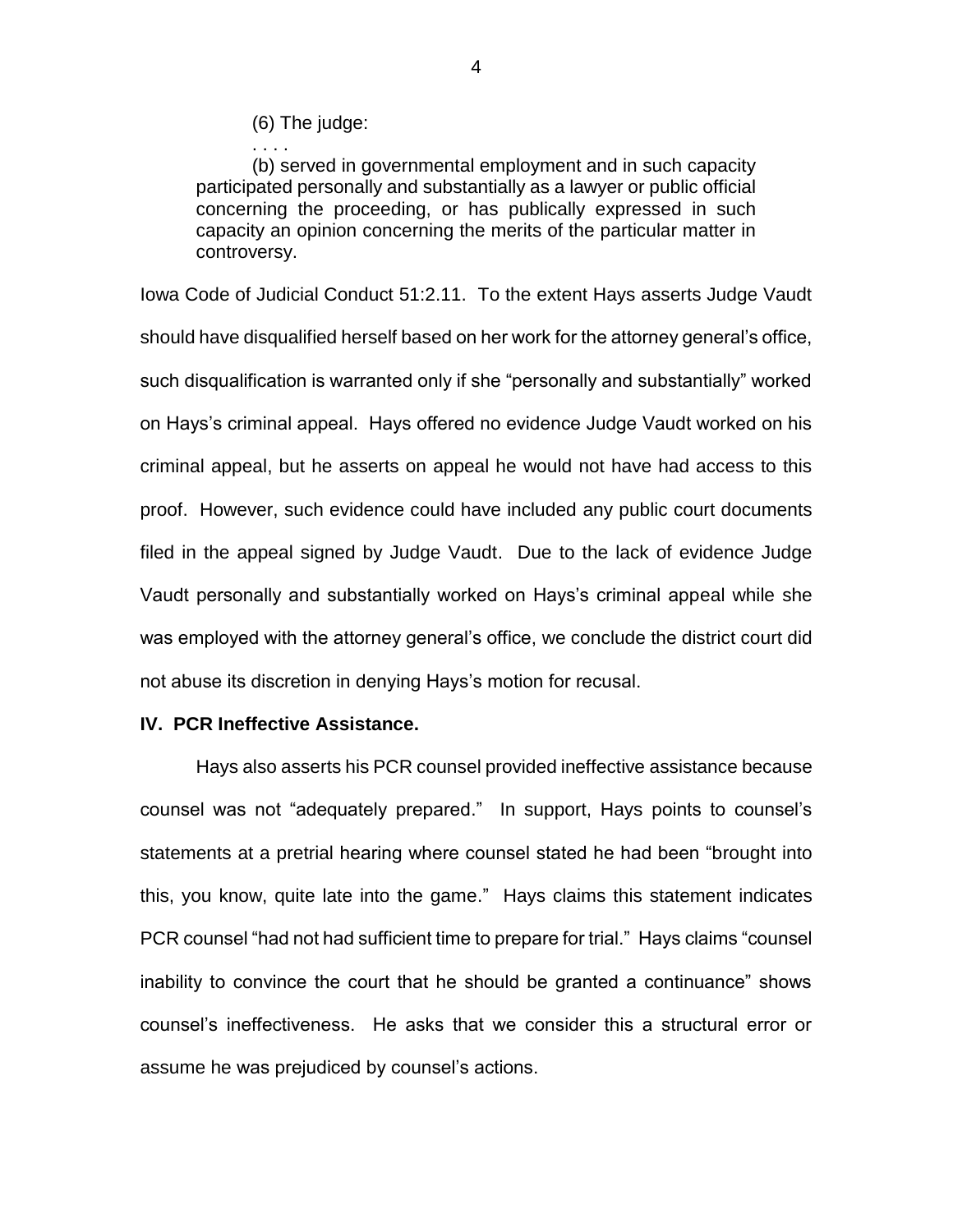> (6) The judge:
>
> . . . .
>
> (b) served in governmental employment and in such capacity participated personally and substantially as a lawyer or public official concerning the proceeding, or has publically expressed in such capacity an opinion concerning the merits of the particular matter in controversy.

Iowa Code of Judicial Conduct 51:2.11. To the extent Hays asserts Judge Vaudt should have disqualified herself based on her work for the attorney general's office, such disqualification is warranted only if she "personally and substantially" worked on Hays's criminal appeal. Hays offered no evidence Judge Vaudt worked on his criminal appeal, but he asserts on appeal he would not have had access to this proof. However, such evidence could have included any public court documents filed in the appeal signed by Judge Vaudt. Due to the lack of evidence Judge Vaudt personally and substantially worked on Hays's criminal appeal while she was employed with the attorney general's office, we conclude the district court did not abuse its discretion in denying Hays's motion for recusal.

**IV. PCR Ineffective Assistance.**

Hays also asserts his PCR counsel provided ineffective assistance because counsel was not "adequately prepared." In support, Hays points to counsel's statements at a pretrial hearing where counsel stated he had been "brought into this, you know, quite late into the game." Hays claims this statement indicates PCR counsel "had not had sufficient time to prepare for trial." Hays claims "counsel inability to convince the court that he should be granted a continuance" shows counsel's ineffectiveness. He asks that we consider this a structural error or assume he was prejudiced by counsel's actions.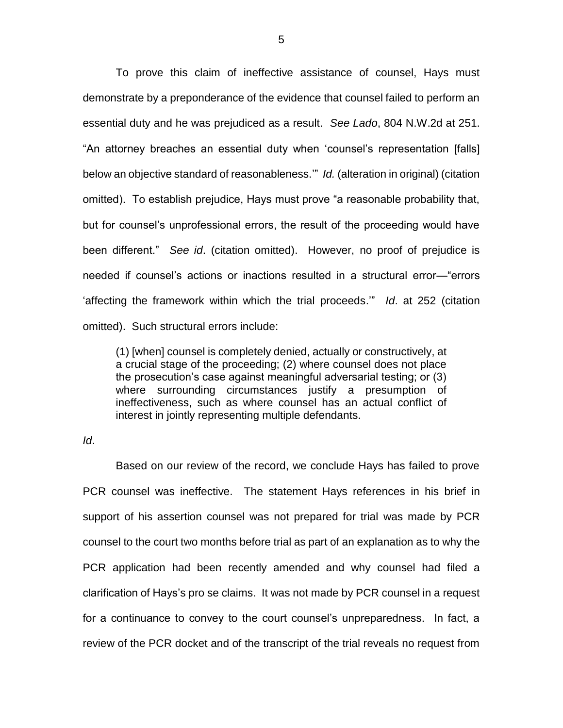To prove this claim of ineffective assistance of counsel, Hays must demonstrate by a preponderance of the evidence that counsel failed to perform an essential duty and he was prejudiced as a result. *See Lado*, 804 N.W.2d at 251. "An attorney breaches an essential duty when 'counsel's representation [falls] below an objective standard of reasonableness.'" *Id.* (alteration in original) (citation omitted). To establish prejudice, Hays must prove "a reasonable probability that, but for counsel's unprofessional errors, the result of the proceeding would have been different." *See id*. (citation omitted). However, no proof of prejudice is needed if counsel's actions or inactions resulted in a structural error—"errors 'affecting the framework within which the trial proceeds.'" *Id*. at 252 (citation omitted). Such structural errors include:

> (1) [when] counsel is completely denied, actually or constructively, at a crucial stage of the proceeding; (2) where counsel does not place the prosecution's case against meaningful adversarial testing; or (3) where surrounding circumstances justify a presumption of ineffectiveness, such as where counsel has an actual conflict of interest in jointly representing multiple defendants.

*Id*.

Based on our review of the record, we conclude Hays has failed to prove PCR counsel was ineffective. The statement Hays references in his brief in support of his assertion counsel was not prepared for trial was made by PCR counsel to the court two months before trial as part of an explanation as to why the PCR application had been recently amended and why counsel had filed a clarification of Hays's pro se claims. It was not made by PCR counsel in a request for a continuance to convey to the court counsel's unpreparedness. In fact, a review of the PCR docket and of the transcript of the trial reveals no request from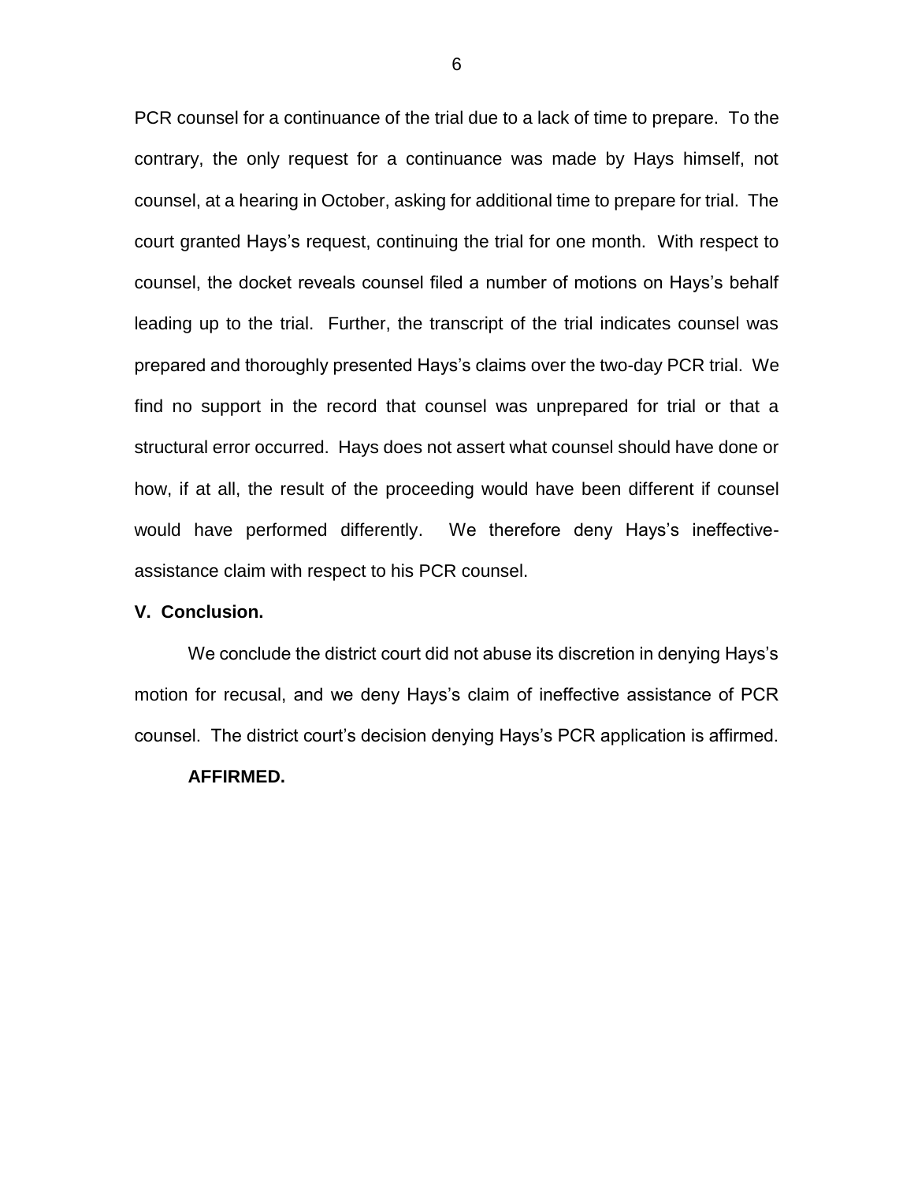PCR counsel for a continuance of the trial due to a lack of time to prepare. To the contrary, the only request for a continuance was made by Hays himself, not counsel, at a hearing in October, asking for additional time to prepare for trial. The court granted Hays's request, continuing the trial for one month. With respect to counsel, the docket reveals counsel filed a number of motions on Hays's behalf leading up to the trial. Further, the transcript of the trial indicates counsel was prepared and thoroughly presented Hays's claims over the two-day PCR trial. We find no support in the record that counsel was unprepared for trial or that a structural error occurred. Hays does not assert what counsel should have done or how, if at all, the result of the proceeding would have been different if counsel would have performed differently. We therefore deny Hays's ineffective-assistance claim with respect to his PCR counsel.

**V. Conclusion.**

We conclude the district court did not abuse its discretion in denying Hays's motion for recusal, and we deny Hays's claim of ineffective assistance of PCR counsel. The district court's decision denying Hays's PCR application is affirmed.

**AFFIRMED.**